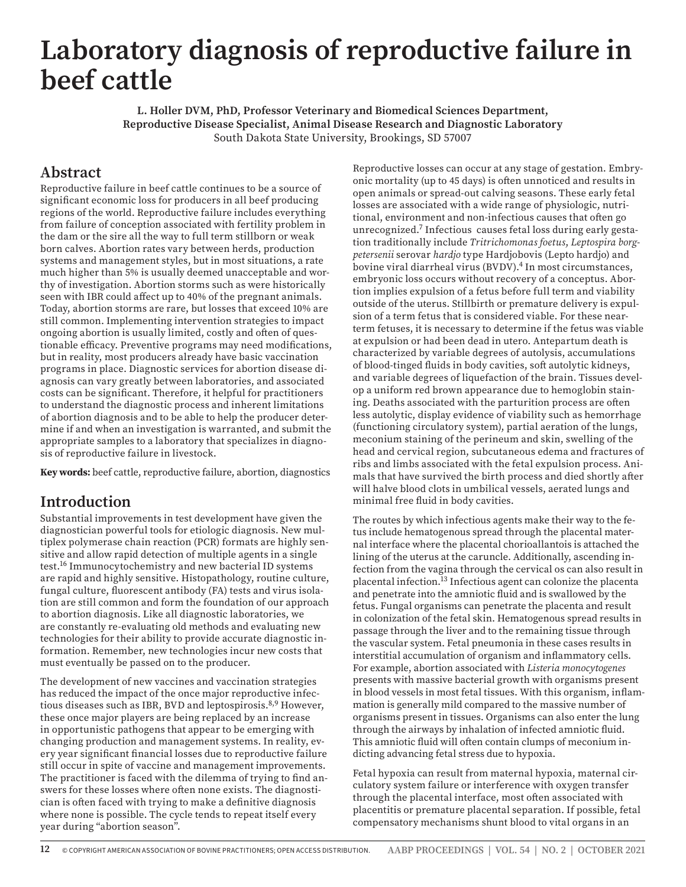# Laboratory diagnosis of reproductive failure in beef cattle

**L. Holler DVM, PhD, Professor Veterinary and Biomedical Sciences Department, Reproductive Disease Specialist, Animal Disease Research and Diagnostic Laboratory**
South Dakota State University, Brookings, SD 57007

## Abstract

Reproductive failure in beef cattle continues to be a source of significant economic loss for producers in all beef producing regions of the world. Reproductive failure includes everything from failure of conception associated with fertility problem in the dam or the sire all the way to full term stillborn or weak born calves. Abortion rates vary between herds, production systems and management styles, but in most situations, a rate much higher than 5% is usually deemed unacceptable and worthy of investigation. Abortion storms such as were historically seen with IBR could affect up to 40% of the pregnant animals. Today, abortion storms are rare, but losses that exceed 10% are still common. Implementing intervention strategies to impact ongoing abortion is usually limited, costly and often of questionable efficacy. Preventive programs may need modifications, but in reality, most producers already have basic vaccination programs in place. Diagnostic services for abortion disease diagnosis can vary greatly between laboratories, and associated costs can be significant. Therefore, it helpful for practitioners to understand the diagnostic process and inherent limitations of abortion diagnosis and to be able to help the producer determine if and when an investigation is warranted, and submit the appropriate samples to a laboratory that specializes in diagnosis of reproductive failure in livestock.

**Key words:** beef cattle, reproductive failure, abortion, diagnostics

## Introduction

Substantial improvements in test development have given the diagnostician powerful tools for etiologic diagnosis. New multiplex polymerase chain reaction (PCR) formats are highly sensitive and allow rapid detection of multiple agents in a single test.[16] Immunocytochemistry and new bacterial ID systems are rapid and highly sensitive. Histopathology, routine culture, fungal culture, fluorescent antibody (FA) tests and virus isolation are still common and form the foundation of our approach to abortion diagnosis. Like all diagnostic laboratories, we are constantly re-evaluating old methods and evaluating new technologies for their ability to provide accurate diagnostic information. Remember, new technologies incur new costs that must eventually be passed on to the producer.

The development of new vaccines and vaccination strategies has reduced the impact of the once major reproductive infectious diseases such as IBR, BVD and leptospirosis.[8,9] However, these once major players are being replaced by an increase in opportunistic pathogens that appear to be emerging with changing production and management systems. In reality, every year significant financial losses due to reproductive failure still occur in spite of vaccine and management improvements. The practitioner is faced with the dilemma of trying to find answers for these losses where often none exists. The diagnostician is often faced with trying to make a definitive diagnosis where none is possible. The cycle tends to repeat itself every year during "abortion season".

Reproductive losses can occur at any stage of gestation. Embryonic mortality (up to 45 days) is often unnoticed and results in open animals or spread-out calving seasons. These early fetal losses are associated with a wide range of physiologic, nutritional, environment and non-infectious causes that often go unrecognized.[7] Infectious causes fetal loss during early gestation traditionally include *Tritrichomonas foetus*, *Leptospira borgpetersenii* serovar *hardjo* type Hardjobovis (Lepto hardjo) and bovine viral diarrheal virus (BVDV).[4] In most circumstances, embryonic loss occurs without recovery of a conceptus. Abortion implies expulsion of a fetus before full term and viability outside of the uterus. Stillbirth or premature delivery is expulsion of a term fetus that is considered viable. For these near-term fetuses, it is necessary to determine if the fetus was viable at expulsion or had been dead in utero. Antepartum death is characterized by variable degrees of autolysis, accumulations of blood-tinged fluids in body cavities, soft autolytic kidneys, and variable degrees of liquefaction of the brain. Tissues develop a uniform red brown appearance due to hemoglobin staining. Deaths associated with the parturition process are often less autolytic, display evidence of viability such as hemorrhage (functioning circulatory system), partial aeration of the lungs, meconium staining of the perineum and skin, swelling of the head and cervical region, subcutaneous edema and fractures of ribs and limbs associated with the fetal expulsion process. Animals that have survived the birth process and died shortly after will halve blood clots in umbilical vessels, aerated lungs and minimal free fluid in body cavities.

The routes by which infectious agents make their way to the fetus include hematogenous spread through the placental maternal interface where the placental chorioallantois is attached the lining of the uterus at the caruncle. Additionally, ascending infection from the vagina through the cervical os can also result in placental infection.[13] Infectious agent can colonize the placenta and penetrate into the amniotic fluid and is swallowed by the fetus. Fungal organisms can penetrate the placenta and result in colonization of the fetal skin. Hematogenous spread results in passage through the liver and to the remaining tissue through the vascular system. Fetal pneumonia in these cases results in interstitial accumulation of organism and inflammatory cells. For example, abortion associated with *Listeria monocytogenes* presents with massive bacterial growth with organisms present in blood vessels in most fetal tissues. With this organism, inflammation is generally mild compared to the massive number of organisms present in tissues. Organisms can also enter the lung through the airways by inhalation of infected amniotic fluid. This amniotic fluid will often contain clumps of meconium indicting advancing fetal stress due to hypoxia.

Fetal hypoxia can result from maternal hypoxia, maternal circulatory system failure or interference with oxygen transfer through the placental interface, most often associated with placentitis or premature placental separation. If possible, fetal compensatory mechanisms shunt blood to vital organs in an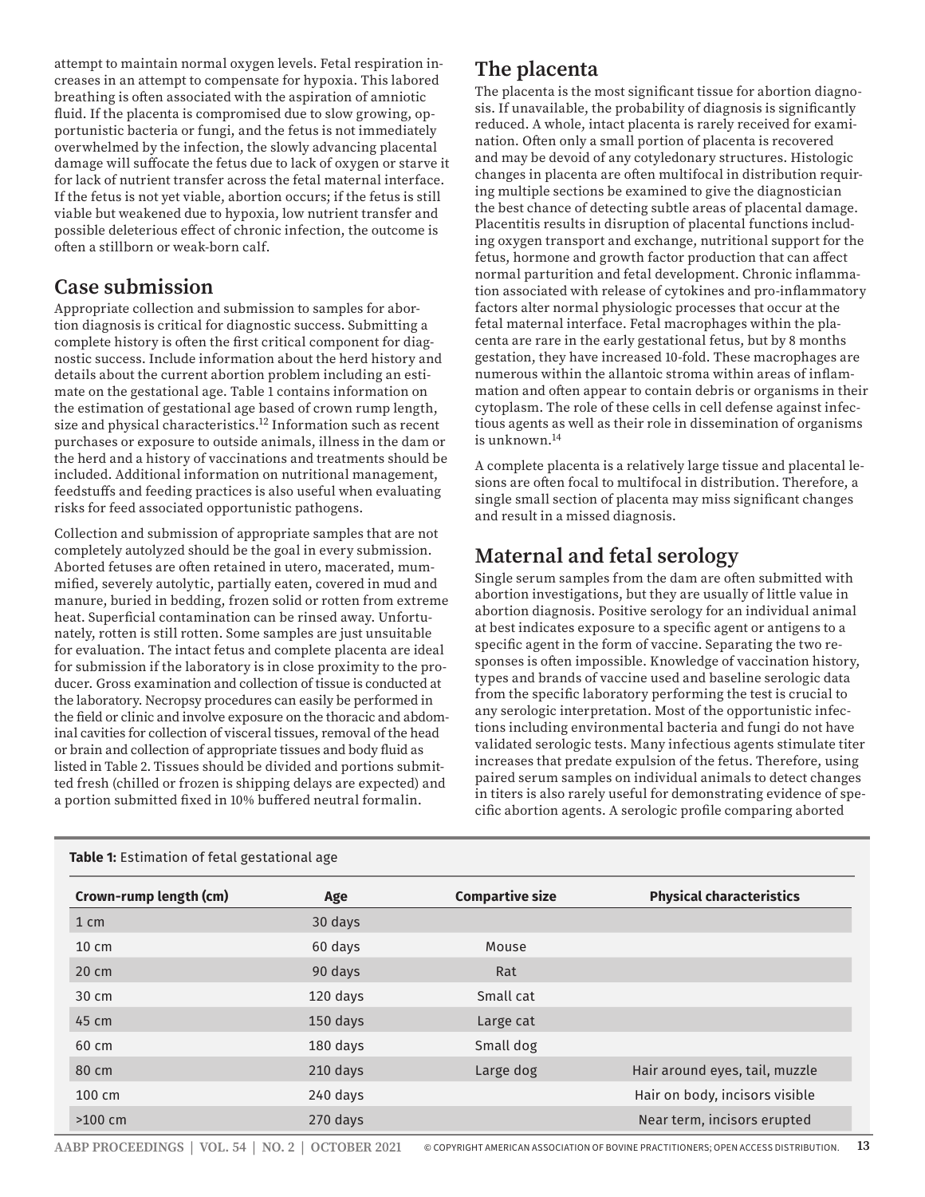attempt to maintain normal oxygen levels. Fetal respiration increases in an attempt to compensate for hypoxia. This labored breathing is often associated with the aspiration of amniotic fluid. If the placenta is compromised due to slow growing, opportunistic bacteria or fungi, and the fetus is not immediately overwhelmed by the infection, the slowly advancing placental damage will suffocate the fetus due to lack of oxygen or starve it for lack of nutrient transfer across the fetal maternal interface. If the fetus is not yet viable, abortion occurs; if the fetus is still viable but weakened due to hypoxia, low nutrient transfer and possible deleterious effect of chronic infection, the outcome is often a stillborn or weak-born calf.

## Case submission

Appropriate collection and submission to samples for abortion diagnosis is critical for diagnostic success. Submitting a complete history is often the first critical component for diagnostic success. Include information about the herd history and details about the current abortion problem including an estimate on the gestational age. Table 1 contains information on the estimation of gestational age based of crown rump length, size and physical characteristics.[12] Information such as recent purchases or exposure to outside animals, illness in the dam or the herd and a history of vaccinations and treatments should be included. Additional information on nutritional management, feedstuffs and feeding practices is also useful when evaluating risks for feed associated opportunistic pathogens.

Collection and submission of appropriate samples that are not completely autolyzed should be the goal in every submission. Aborted fetuses are often retained in utero, macerated, mummified, severely autolytic, partially eaten, covered in mud and manure, buried in bedding, frozen solid or rotten from extreme heat. Superficial contamination can be rinsed away. Unfortunately, rotten is still rotten. Some samples are just unsuitable for evaluation. The intact fetus and complete placenta are ideal for submission if the laboratory is in close proximity to the producer. Gross examination and collection of tissue is conducted at the laboratory. Necropsy procedures can easily be performed in the field or clinic and involve exposure on the thoracic and abdominal cavities for collection of visceral tissues, removal of the head or brain and collection of appropriate tissues and body fluid as listed in Table 2. Tissues should be divided and portions submitted fresh (chilled or frozen is shipping delays are expected) and a portion submitted fixed in 10% buffered neutral formalin.

## The placenta

The placenta is the most significant tissue for abortion diagnosis. If unavailable, the probability of diagnosis is significantly reduced. A whole, intact placenta is rarely received for examination. Often only a small portion of placenta is recovered and may be devoid of any cotyledonary structures. Histologic changes in placenta are often multifocal in distribution requiring multiple sections be examined to give the diagnostician the best chance of detecting subtle areas of placental damage. Placentitis results in disruption of placental functions including oxygen transport and exchange, nutritional support for the fetus, hormone and growth factor production that can affect normal parturition and fetal development. Chronic inflammation associated with release of cytokines and pro-inflammatory factors alter normal physiologic processes that occur at the fetal maternal interface. Fetal macrophages within the placenta are rare in the early gestational fetus, but by 8 months gestation, they have increased 10-fold. These macrophages are numerous within the allantoic stroma within areas of inflammation and often appear to contain debris or organisms in their cytoplasm. The role of these cells in cell defense against infectious agents as well as their role in dissemination of organisms is unknown.[14]

A complete placenta is a relatively large tissue and placental lesions are often focal to multifocal in distribution. Therefore, a single small section of placenta may miss significant changes and result in a missed diagnosis.

## Maternal and fetal serology

Single serum samples from the dam are often submitted with abortion investigations, but they are usually of little value in abortion diagnosis. Positive serology for an individual animal at best indicates exposure to a specific agent or antigens to a specific agent in the form of vaccine. Separating the two responses is often impossible. Knowledge of vaccination history, types and brands of vaccine used and baseline serologic data from the specific laboratory performing the test is crucial to any serologic interpretation. Most of the opportunistic infections including environmental bacteria and fungi do not have validated serologic tests. Many infectious agents stimulate titer increases that predate expulsion of the fetus. Therefore, using paired serum samples on individual animals to detect changes in titers is also rarely useful for demonstrating evidence of specific abortion agents. A serologic profile comparing aborted

**Table 1:** Estimation of fetal gestational age

| Crown-rump length (cm) | Age | Compartive size | Physical characteristics |
|---|---|---|---|
| 1 cm | 30 days | | |
| 10 cm | 60 days | Mouse | |
| 20 cm | 90 days | Rat | |
| 30 cm | 120 days | Small cat | |
| 45 cm | 150 days | Large cat | |
| 60 cm | 180 days | Small dog | |
| 80 cm | 210 days | Large dog | Hair around eyes, tail, muzzle |
| 100 cm | 240 days | | Hair on body, incisors visible |
| >100 cm | 270 days | | Near term, incisors erupted |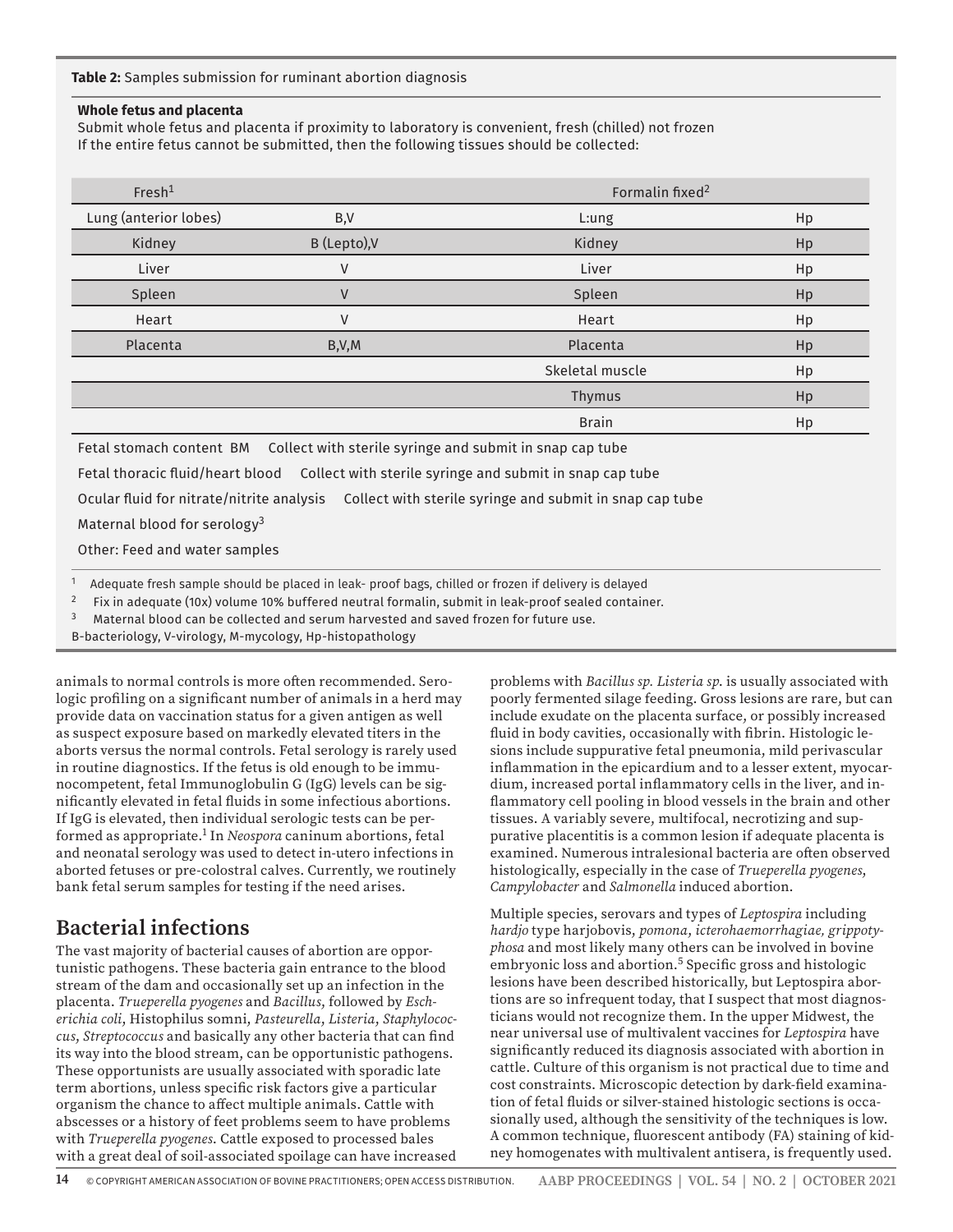**Table 2:** Samples submission for ruminant abortion diagnosis

**Whole fetus and placenta**

Submit whole fetus and placenta if proximity to laboratory is convenient, fresh (chilled) not frozen
If the entire fetus cannot be submitted, then the following tissues should be collected:

| Fresh[1] | | Formalin fixed[2] | |
|---|---|---|---|
| Lung (anterior lobes) | B,V | L:ung | Hp |
| Kidney | B (Lepto),V | Kidney | Hp |
| Liver | V | Liver | Hp |
| Spleen | V | Spleen | Hp |
| Heart | V | Heart | Hp |
| Placenta | B,V,M | Placenta | Hp |
| | | Skeletal muscle | Hp |
| | | Thymus | Hp |
| | | Brain | Hp |

Fetal stomach content BM Collect with sterile syringe and submit in snap cap tube

Fetal thoracic fluid/heart blood Collect with sterile syringe and submit in snap cap tube

Ocular fluid for nitrate/nitrite analysis Collect with sterile syringe and submit in snap cap tube

Maternal blood for serology[3]

Other: Feed and water samples

[1] Adequate fresh sample should be placed in leak- proof bags, chilled or frozen if delivery is delayed

[2] Fix in adequate (10x) volume 10% buffered neutral formalin, submit in leak-proof sealed container.

[3] Maternal blood can be collected and serum harvested and saved frozen for future use.

B-bacteriology, V-virology, M-mycology, Hp-histopathology

animals to normal controls is more often recommended. Serologic profiling on a significant number of animals in a herd may provide data on vaccination status for a given antigen as well as suspect exposure based on markedly elevated titers in the aborts versus the normal controls. Fetal serology is rarely used in routine diagnostics. If the fetus is old enough to be immunocompetent, fetal Immunoglobulin G (IgG) levels can be significantly elevated in fetal fluids in some infectious abortions. If IgG is elevated, then individual serologic tests can be performed as appropriate.[1] In *Neospora* caninum abortions, fetal and neonatal serology was used to detect in-utero infections in aborted fetuses or pre-colostral calves. Currently, we routinely bank fetal serum samples for testing if the need arises.

## Bacterial infections

The vast majority of bacterial causes of abortion are opportunistic pathogens. These bacteria gain entrance to the blood stream of the dam and occasionally set up an infection in the placenta. *Trueperella pyogenes* and *Bacillus*, followed by *Escherichia coli*, Histophilus somni, *Pasteurella*, *Listeria*, *Staphylococcus*, *Streptococcus* and basically any other bacteria that can find its way into the blood stream, can be opportunistic pathogens. These opportunists are usually associated with sporadic late term abortions, unless specific risk factors give a particular organism the chance to affect multiple animals. Cattle with abscesses or a history of feet problems seem to have problems with *Trueperella pyogenes*. Cattle exposed to processed bales with a great deal of soil-associated spoilage can have increased problems with *Bacillus sp. Listeria sp.* is usually associated with poorly fermented silage feeding. Gross lesions are rare, but can include exudate on the placenta surface, or possibly increased fluid in body cavities, occasionally with fibrin. Histologic lesions include suppurative fetal pneumonia, mild perivascular inflammation in the epicardium and to a lesser extent, myocardium, increased portal inflammatory cells in the liver, and inflammatory cell pooling in blood vessels in the brain and other tissues. A variably severe, multifocal, necrotizing and suppurative placentitis is a common lesion if adequate placenta is examined. Numerous intralesional bacteria are often observed histologically, especially in the case of *Trueperella pyogenes*, *Campylobacter* and *Salmonella* induced abortion.

Multiple species, serovars and types of *Leptospira* including *hardjo* type harjobovis, *pomona, icterohaemorrhagiae, grippotyphosa* and most likely many others can be involved in bovine embryonic loss and abortion.[5] Specific gross and histologic lesions have been described historically, but Leptospira abortions are so infrequent today, that I suspect that most diagnosticians would not recognize them. In the upper Midwest, the near universal use of multivalent vaccines for *Leptospira* have significantly reduced its diagnosis associated with abortion in cattle. Culture of this organism is not practical due to time and cost constraints. Microscopic detection by dark-field examination of fetal fluids or silver-stained histologic sections is occasionally used, although the sensitivity of the techniques is low. A common technique, fluorescent antibody (FA) staining of kidney homogenates with multivalent antisera, is frequently used.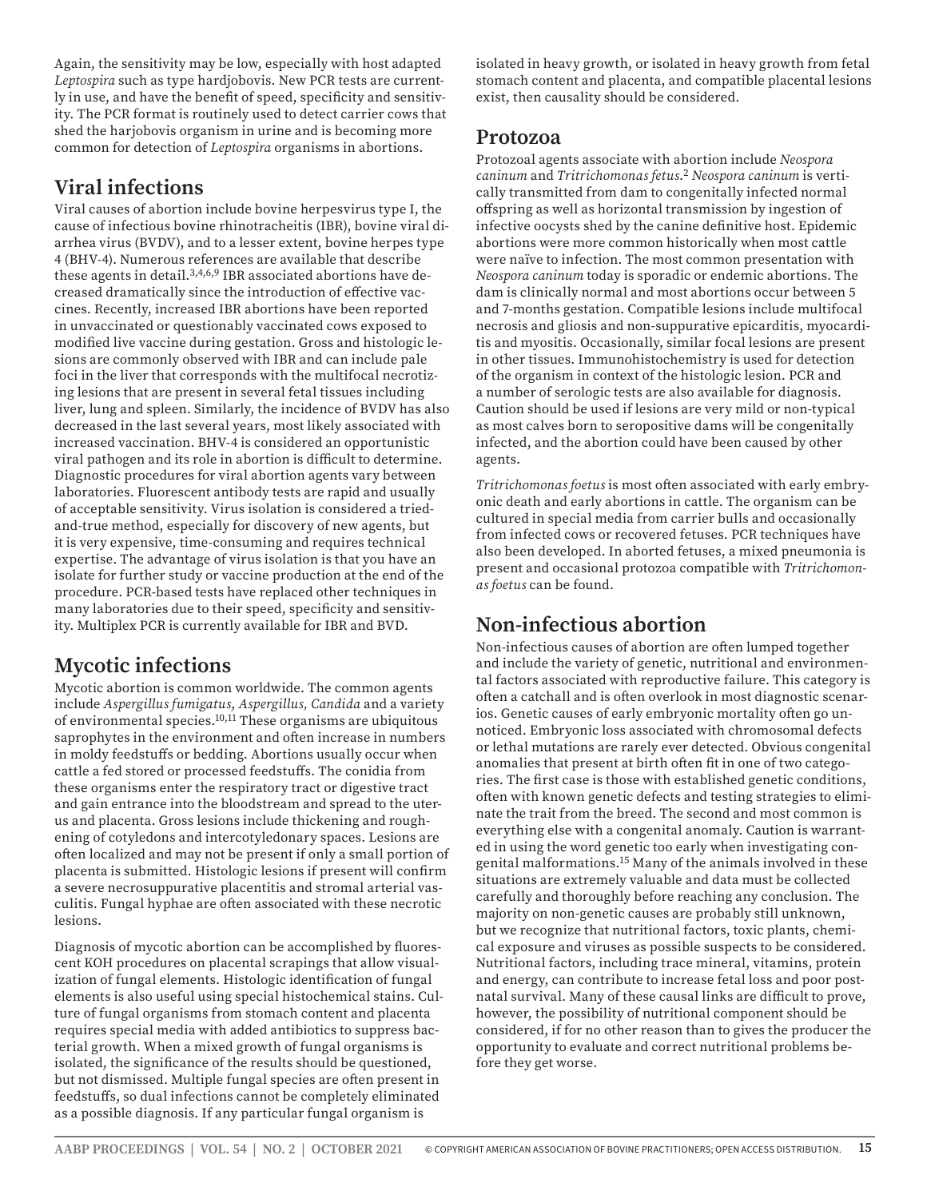Again, the sensitivity may be low, especially with host adapted *Leptospira* such as type hardjobovis. New PCR tests are currently in use, and have the benefit of speed, specificity and sensitivity. The PCR format is routinely used to detect carrier cows that shed the harjobovis organism in urine and is becoming more common for detection of *Leptospira* organisms in abortions.

## Viral infections

Viral causes of abortion include bovine herpesvirus type I, the cause of infectious bovine rhinotracheitis (IBR), bovine viral diarrhea virus (BVDV), and to a lesser extent, bovine herpes type 4 (BHV-4). Numerous references are available that describe these agents in detail.[3,4,6,9] IBR associated abortions have decreased dramatically since the introduction of effective vaccines. Recently, increased IBR abortions have been reported in unvaccinated or questionably vaccinated cows exposed to modified live vaccine during gestation. Gross and histologic lesions are commonly observed with IBR and can include pale foci in the liver that corresponds with the multifocal necrotizing lesions that are present in several fetal tissues including liver, lung and spleen. Similarly, the incidence of BVDV has also decreased in the last several years, most likely associated with increased vaccination. BHV-4 is considered an opportunistic viral pathogen and its role in abortion is difficult to determine. Diagnostic procedures for viral abortion agents vary between laboratories. Fluorescent antibody tests are rapid and usually of acceptable sensitivity. Virus isolation is considered a tried-and-true method, especially for discovery of new agents, but it is very expensive, time-consuming and requires technical expertise. The advantage of virus isolation is that you have an isolate for further study or vaccine production at the end of the procedure. PCR-based tests have replaced other techniques in many laboratories due to their speed, specificity and sensitivity. Multiplex PCR is currently available for IBR and BVD.

## Mycotic infections

Mycotic abortion is common worldwide. The common agents include *Aspergillus fumigatus, Aspergillus, Candida* and a variety of environmental species.[10,11] These organisms are ubiquitous saprophytes in the environment and often increase in numbers in moldy feedstuffs or bedding. Abortions usually occur when cattle a fed stored or processed feedstuffs. The conidia from these organisms enter the respiratory tract or digestive tract and gain entrance into the bloodstream and spread to the uterus and placenta. Gross lesions include thickening and roughening of cotyledons and intercotyledonary spaces. Lesions are often localized and may not be present if only a small portion of placenta is submitted. Histologic lesions if present will confirm a severe necrosuppurative placentitis and stromal arterial vasculitis. Fungal hyphae are often associated with these necrotic lesions.

Diagnosis of mycotic abortion can be accomplished by fluorescent KOH procedures on placental scrapings that allow visualization of fungal elements. Histologic identification of fungal elements is also useful using special histochemical stains. Culture of fungal organisms from stomach content and placenta requires special media with added antibiotics to suppress bacterial growth. When a mixed growth of fungal organisms is isolated, the significance of the results should be questioned, but not dismissed. Multiple fungal species are often present in feedstuffs, so dual infections cannot be completely eliminated as a possible diagnosis. If any particular fungal organism is isolated in heavy growth, or isolated in heavy growth from fetal stomach content and placenta, and compatible placental lesions exist, then causality should be considered.

## Protozoa

Protozoal agents associate with abortion include *Neospora caninum* and *Tritrichomonas fetus*.[2] *Neospora caninum* is vertically transmitted from dam to congenitally infected normal offspring as well as horizontal transmission by ingestion of infective oocysts shed by the canine definitive host. Epidemic abortions were more common historically when most cattle were naïve to infection. The most common presentation with *Neospora caninum* today is sporadic or endemic abortions. The dam is clinically normal and most abortions occur between 5 and 7-months gestation. Compatible lesions include multifocal necrosis and gliosis and non-suppurative epicarditis, myocarditis and myositis. Occasionally, similar focal lesions are present in other tissues. Immunohistochemistry is used for detection of the organism in context of the histologic lesion. PCR and a number of serologic tests are also available for diagnosis. Caution should be used if lesions are very mild or non-typical as most calves born to seropositive dams will be congenitally infected, and the abortion could have been caused by other agents.

*Tritrichomonas foetus* is most often associated with early embryonic death and early abortions in cattle. The organism can be cultured in special media from carrier bulls and occasionally from infected cows or recovered fetuses. PCR techniques have also been developed. In aborted fetuses, a mixed pneumonia is present and occasional protozoa compatible with *Tritrichomonas foetus* can be found.

## Non-infectious abortion

Non-infectious causes of abortion are often lumped together and include the variety of genetic, nutritional and environmental factors associated with reproductive failure. This category is often a catchall and is often overlook in most diagnostic scenarios. Genetic causes of early embryonic mortality often go unnoticed. Embryonic loss associated with chromosomal defects or lethal mutations are rarely ever detected. Obvious congenital anomalies that present at birth often fit in one of two categories. The first case is those with established genetic conditions, often with known genetic defects and testing strategies to eliminate the trait from the breed. The second and most common is everything else with a congenital anomaly. Caution is warranted in using the word genetic too early when investigating congenital malformations.[15] Many of the animals involved in these situations are extremely valuable and data must be collected carefully and thoroughly before reaching any conclusion. The majority on non-genetic causes are probably still unknown, but we recognize that nutritional factors, toxic plants, chemical exposure and viruses as possible suspects to be considered. Nutritional factors, including trace mineral, vitamins, protein and energy, can contribute to increase fetal loss and poor postnatal survival. Many of these causal links are difficult to prove, however, the possibility of nutritional component should be considered, if for no other reason than to gives the producer the opportunity to evaluate and correct nutritional problems before they get worse.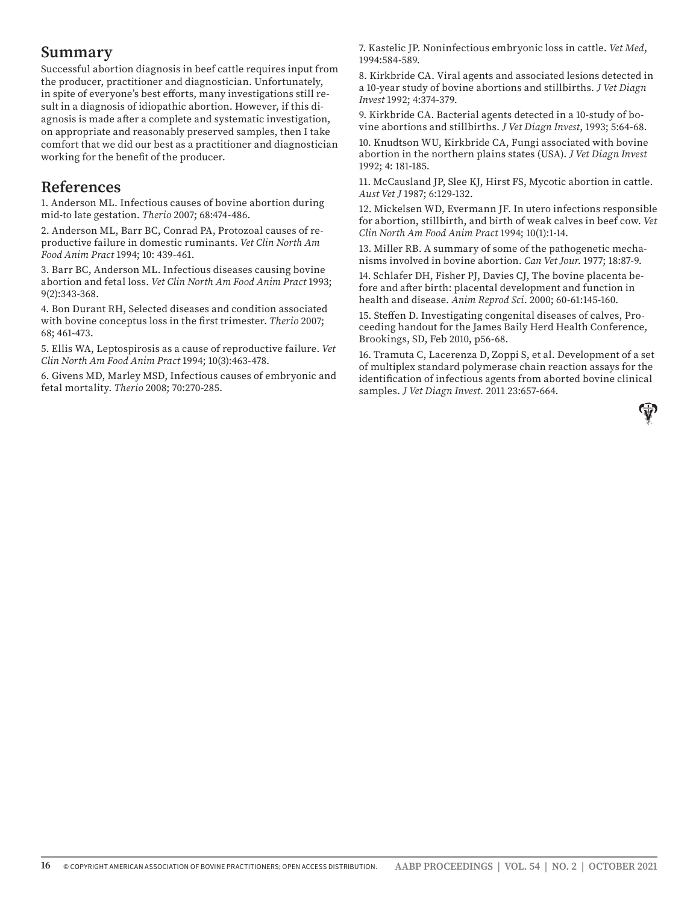## Summary

Successful abortion diagnosis in beef cattle requires input from the producer, practitioner and diagnostician. Unfortunately, in spite of everyone's best efforts, many investigations still result in a diagnosis of idiopathic abortion. However, if this diagnosis is made after a complete and systematic investigation, on appropriate and reasonably preserved samples, then I take comfort that we did our best as a practitioner and diagnostician working for the benefit of the producer.

## References

1. Anderson ML. Infectious causes of bovine abortion during mid-to late gestation. *Therio* 2007; 68:474-486.

2. Anderson ML, Barr BC, Conrad PA, Protozoal causes of reproductive failure in domestic ruminants. *Vet Clin North Am Food Anim Pract* 1994; 10: 439-461.

3. Barr BC, Anderson ML. Infectious diseases causing bovine abortion and fetal loss. *Vet Clin North Am Food Anim Pract* 1993; 9(2):343-368.

4. Bon Durant RH, Selected diseases and condition associated with bovine conceptus loss in the first trimester. *Therio* 2007; 68; 461-473.

5. Ellis WA, Leptospirosis as a cause of reproductive failure. *Vet Clin North Am Food Anim Pract* 1994; 10(3):463-478.

6. Givens MD, Marley MSD, Infectious causes of embryonic and fetal mortality. *Therio* 2008; 70:270-285.

7. Kastelic JP. Noninfectious embryonic loss in cattle. *Vet Med*, 1994:584-589.

8. Kirkbride CA. Viral agents and associated lesions detected in a 10-year study of bovine abortions and stillbirths. *J Vet Diagn Invest* 1992; 4:374-379.

9. Kirkbride CA. Bacterial agents detected in a 10-study of bovine abortions and stillbirths. *J Vet Diagn Invest*, 1993; 5:64-68.

10. Knudtson WU, Kirkbride CA, Fungi associated with bovine abortion in the northern plains states (USA). *J Vet Diagn Invest* 1992; 4: 181-185.

11. McCausland JP, Slee KJ, Hirst FS, Mycotic abortion in cattle. *Aust Vet J* 1987; 6:129-132.

12. Mickelsen WD, Evermann JF. In utero infections responsible for abortion, stillbirth, and birth of weak calves in beef cow. *Vet Clin North Am Food Anim Pract* 1994; 10(1):1-14.

13. Miller RB. A summary of some of the pathogenetic mechanisms involved in bovine abortion. *Can Vet Jour*. 1977; 18:87-9.

14. Schlafer DH, Fisher PJ, Davies CJ, The bovine placenta before and after birth: placental development and function in health and disease. *Anim Reprod Sci*. 2000; 60-61:145-160.

15. Steffen D. Investigating congenital diseases of calves, Proceeding handout for the James Baily Herd Health Conference, Brookings, SD, Feb 2010, p56-68.

16. Tramuta C, Lacerenza D, Zoppi S, et al. Development of a set of multiplex standard polymerase chain reaction assays for the identification of infectious agents from aborted bovine clinical samples. *J Vet Diagn Invest.* 2011 23:657-664.